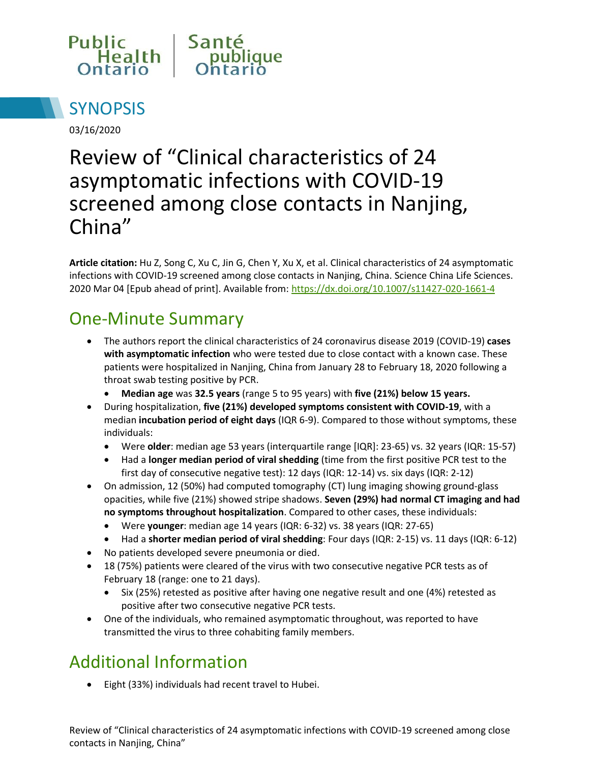# SYNOPSIS

03/16/2020

# Review of "Clinical characteristics of 24 asymptomatic infections with COVID-19 screened among close contacts in Nanjing, China"

**Article citation:** Hu Z, Song C, Xu C, Jin G, Chen Y, Xu X, et al. Clinical characteristics of 24 asymptomatic infections with COVID-19 screened among close contacts in Nanjing, China. Science China Life Sciences. 2020 Mar 04 [Epub ahead of print]. Available from: https://dx.doi.org/10.1007/s11427-020-1661-4

## One-Minute Summary

- The authors report the clinical characteristics of 24 coronavirus disease 2019 (COVID-19) **cases with asymptomatic infection** who were tested due to close contact with a known case. These patients were hospitalized in Nanjing, China from January 28 to February 18, 2020 following a throat swab testing positive by PCR.
  - **Median age** was **32.5 years** (range 5 to 95 years) with **five (21%) below 15 years.**
- During hospitalization, **five (21%) developed symptoms consistent with COVID-19**, with a median **incubation period of eight days** (IQR 6-9). Compared to those without symptoms, these individuals:
  - Were **older**: median age 53 years (interquartile range [IQR]: 23-65) vs. 32 years (IQR: 15-57)
  - Had a **longer median period of viral shedding** (time from the first positive PCR test to the first day of consecutive negative test): 12 days (IQR: 12-14) vs. six days (IQR: 2-12)
- On admission, 12 (50%) had computed tomography (CT) lung imaging showing ground-glass opacities, while five (21%) showed stripe shadows. **Seven (29%) had normal CT imaging and had no symptoms throughout hospitalization**. Compared to other cases, these individuals:
  - Were **younger**: median age 14 years (IQR: 6-32) vs. 38 years (IQR: 27-65)
  - Had a **shorter median period of viral shedding**: Four days (IQR: 2-15) vs. 11 days (IQR: 6-12)
- No patients developed severe pneumonia or died.
- 18 (75%) patients were cleared of the virus with two consecutive negative PCR tests as of February 18 (range: one to 21 days).
  - Six (25%) retested as positive after having one negative result and one (4%) retested as positive after two consecutive negative PCR tests.
- One of the individuals, who remained asymptomatic throughout, was reported to have transmitted the virus to three cohabiting family members.

## Additional Information

- Eight (33%) individuals had recent travel to Hubei.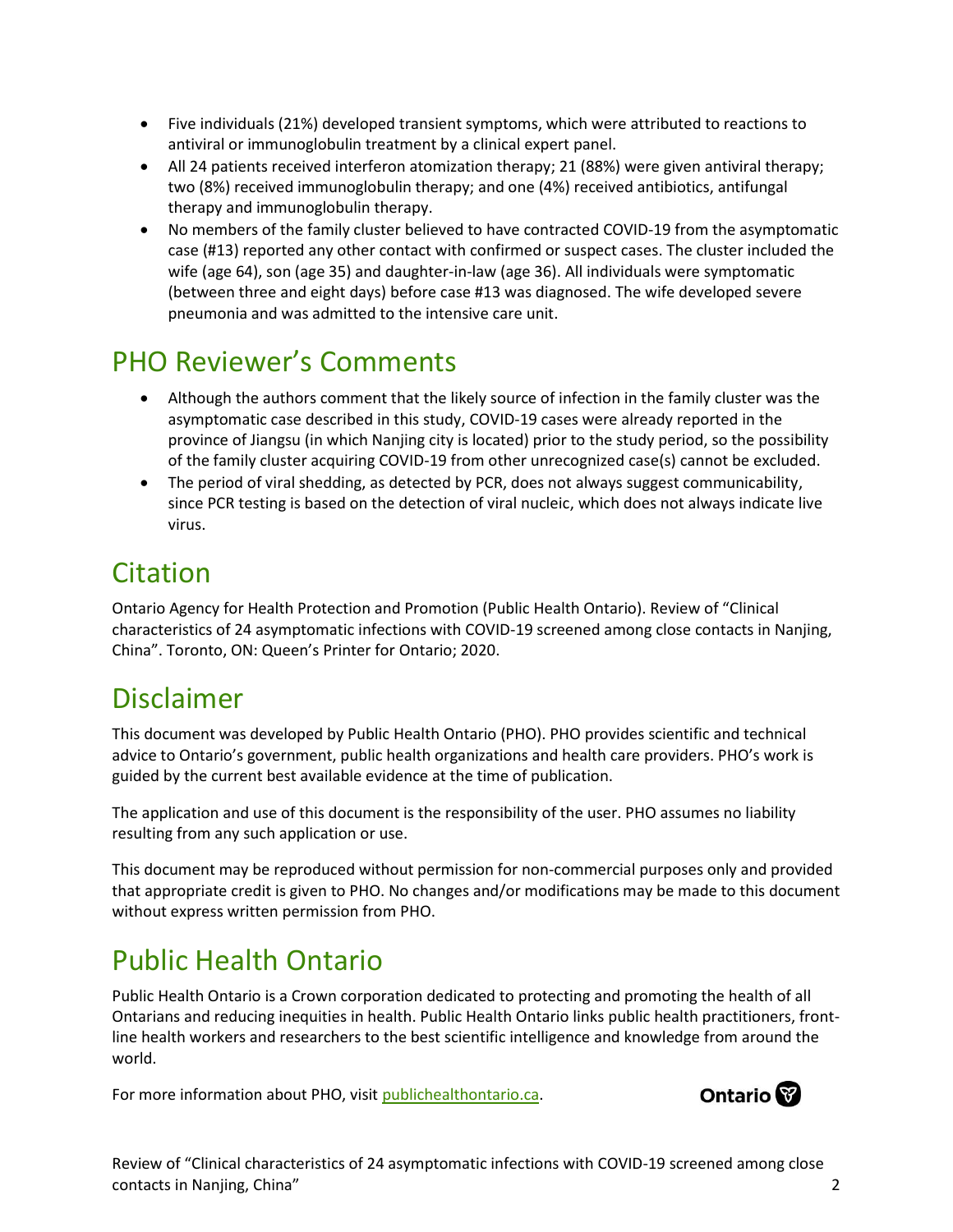- Five individuals (21%) developed transient symptoms, which were attributed to reactions to antiviral or immunoglobulin treatment by a clinical expert panel.
- All 24 patients received interferon atomization therapy; 21 (88%) were given antiviral therapy; two (8%) received immunoglobulin therapy; and one (4%) received antibiotics, antifungal therapy and immunoglobulin therapy.
- No members of the family cluster believed to have contracted COVID-19 from the asymptomatic case (#13) reported any other contact with confirmed or suspect cases. The cluster included the wife (age 64), son (age 35) and daughter-in-law (age 36). All individuals were symptomatic (between three and eight days) before case #13 was diagnosed. The wife developed severe pneumonia and was admitted to the intensive care unit.

# PHO Reviewer's Comments

- Although the authors comment that the likely source of infection in the family cluster was the asymptomatic case described in this study, COVID-19 cases were already reported in the province of Jiangsu (in which Nanjing city is located) prior to the study period, so the possibility of the family cluster acquiring COVID-19 from other unrecognized case(s) cannot be excluded.
- The period of viral shedding, as detected by PCR, does not always suggest communicability, since PCR testing is based on the detection of viral nucleic, which does not always indicate live virus.

# Citation

Ontario Agency for Health Protection and Promotion (Public Health Ontario). Review of "Clinical characteristics of 24 asymptomatic infections with COVID-19 screened among close contacts in Nanjing, China". Toronto, ON: Queen's Printer for Ontario; 2020.

# Disclaimer

This document was developed by Public Health Ontario (PHO). PHO provides scientific and technical advice to Ontario's government, public health organizations and health care providers. PHO's work is guided by the current best available evidence at the time of publication.

The application and use of this document is the responsibility of the user. PHO assumes no liability resulting from any such application or use.

This document may be reproduced without permission for non-commercial purposes only and provided that appropriate credit is given to PHO. No changes and/or modifications may be made to this document without express written permission from PHO.

# Public Health Ontario

Public Health Ontario is a Crown corporation dedicated to protecting and promoting the health of all Ontarians and reducing inequities in health. Public Health Ontario links public health practitioners, front-line health workers and researchers to the best scientific intelligence and knowledge from around the world.

For more information about PHO, visit [publichealthontario.ca](publichealthontario.ca).

Ontario